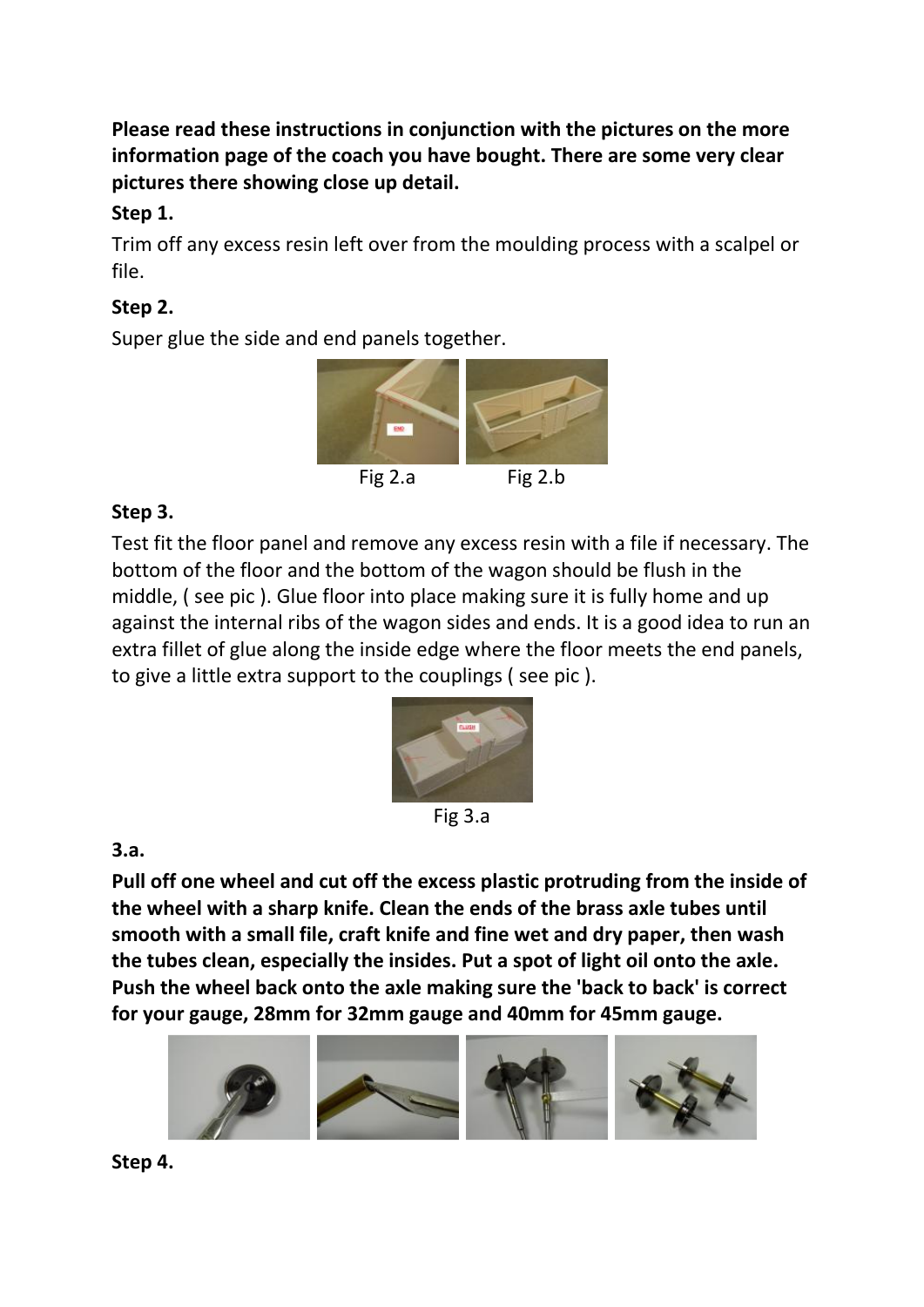**Please read these instructions in conjunction with the pictures on the more information page of the coach you have bought. There are some very clear pictures there showing close up detail.**

**Step 1.**

Trim off any excess resin left over from the moulding process with a scalpel or file.

**Step 2.**

Super glue the side and end panels together.

Fig 2.a Fig 2.b

**Step 3.**

Test fit the floor panel and remove any excess resin with a file if necessary. The bottom of the floor and the bottom of the wagon should be flush in the middle, ( see pic ). Glue floor into place making sure it is fully home and up against the internal ribs of the wagon sides and ends. It is a good idea to run an extra fillet of glue along the inside edge where the floor meets the end panels, to give a little extra support to the couplings ( see pic ).

Fig 3.a

**3.a.**

**Pull off one wheel and cut off the excess plastic protruding from the inside of the wheel with a sharp knife. Clean the ends of the brass axle tubes until smooth with a small file, craft knife and fine wet and dry paper, then wash the tubes clean, especially the insides. Put a spot of light oil onto the axle. Push the wheel back onto the axle making sure the 'back to back' is correct for your gauge, 28mm for 32mm gauge and 40mm for 45mm gauge.**

**Step 4.**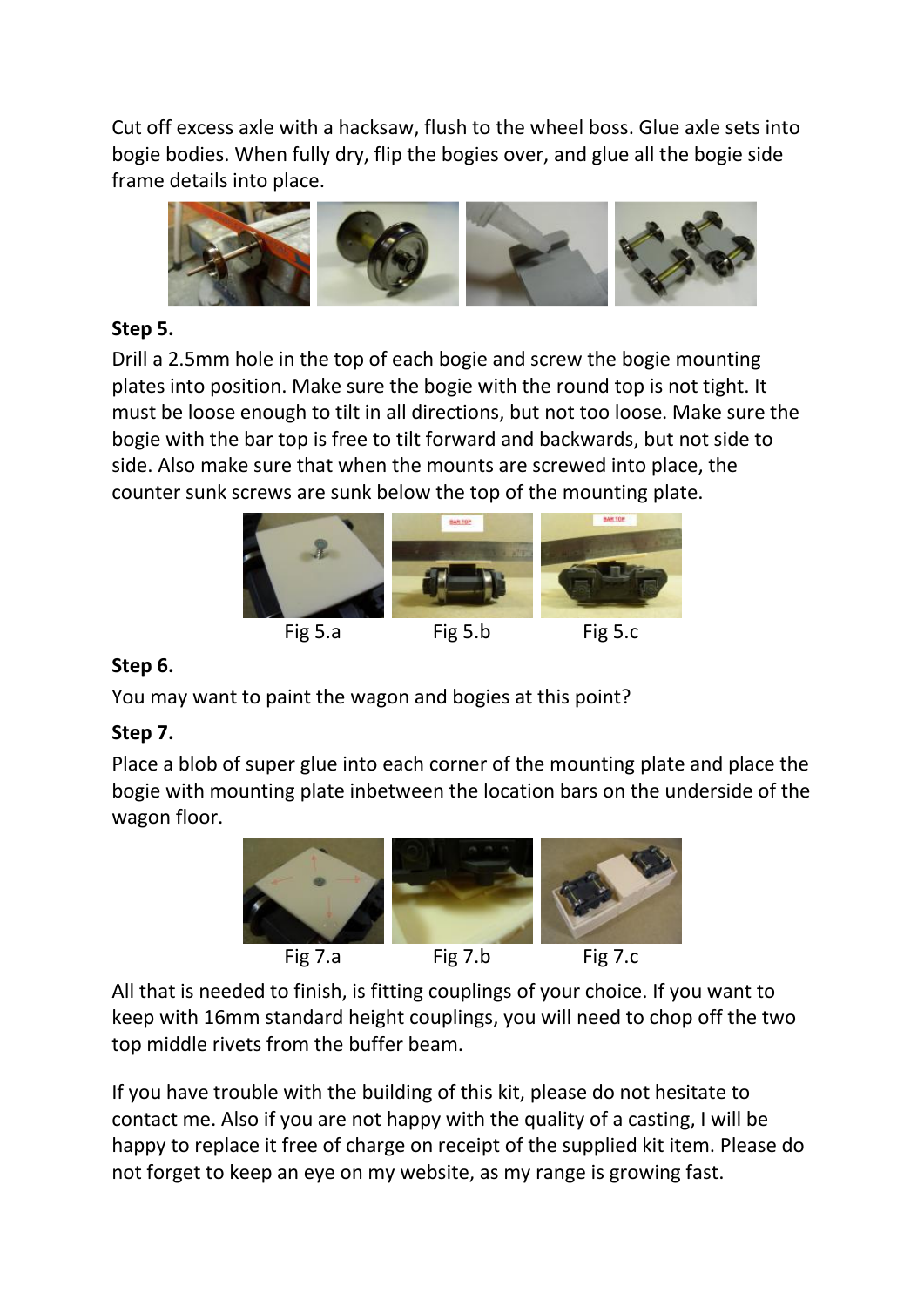Cut off excess axle with a hacksaw, flush to the wheel boss. Glue axle sets into bogie bodies. When fully dry, flip the bogies over, and glue all the bogie side frame details into place.

**Step 5.**

Drill a 2.5mm hole in the top of each bogie and screw the bogie mounting plates into position. Make sure the bogie with the round top is not tight. It must be loose enough to tilt in all directions, but not too loose. Make sure the bogie with the bar top is free to tilt forward and backwards, but not side to side. Also make sure that when the mounts are screwed into place, the counter sunk screws are sunk below the top of the mounting plate.

Fig 5.a Fig 5.b Fig 5.c

**Step 6.**

You may want to paint the wagon and bogies at this point?

**Step 7.**

Place a blob of super glue into each corner of the mounting plate and place the bogie with mounting plate inbetween the location bars on the underside of the wagon floor.

Fig 7.a Fig 7.b Fig 7.c

All that is needed to finish, is fitting couplings of your choice. If you want to keep with 16mm standard height couplings, you will need to chop off the two top middle rivets from the buffer beam.

If you have trouble with the building of this kit, please do not hesitate to contact me. Also if you are not happy with the quality of a casting, I will be happy to replace it free of charge on receipt of the supplied kit item. Please do not forget to keep an eye on my website, as my range is growing fast.